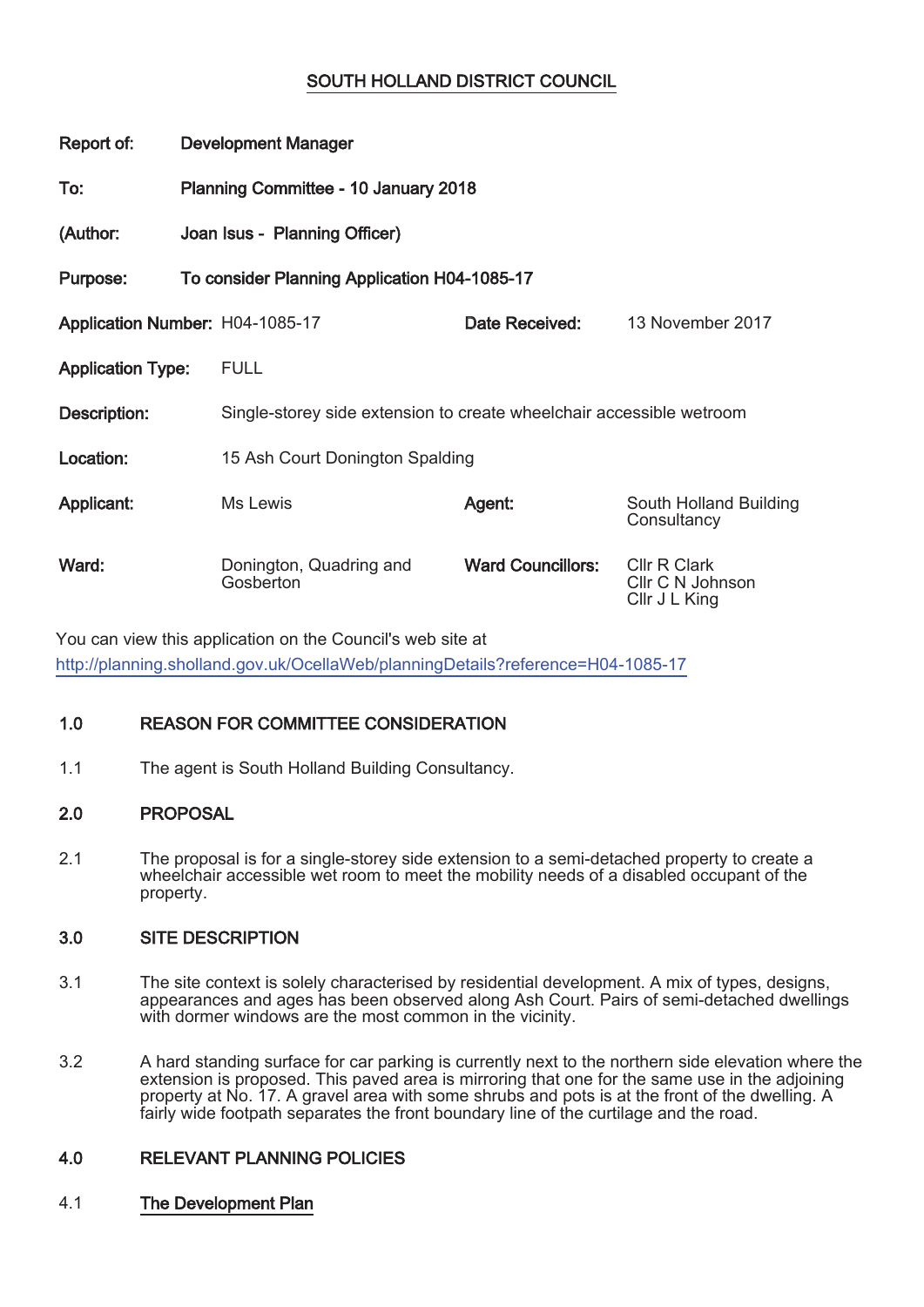# SOUTH HOLLAND DISTRICT COUNCIL

**Report of:** Development Manager

**To:** Planning Committee - 10 January 2018

**(Author:** Joan Isus - Planning Officer)

**Purpose:** To consider Planning Application H04-1085-17

| | | | |
|---|---|---|---|
| **Application Number:** | H04-1085-17 | **Date Received:** | 13 November 2017 |
| **Application Type:** | FULL | | |
| **Description:** | Single-storey side extension to create wheelchair accessible wetroom | | |
| **Location:** | 15 Ash Court Donington Spalding | | |
| **Applicant:** | Ms Lewis | **Agent:** | South Holland Building Consultancy |
| **Ward:** | Donington, Quadring and Gosberton | **Ward Councillors:** | Cllr R Clark<br>Cllr C N Johnson<br>Cllr J L King |

You can view this application on the Council's web site at
http://planning.sholland.gov.uk/OcellaWeb/planningDetails?reference=H04-1085-17

## 1.0 REASON FOR COMMITTEE CONSIDERATION

1.1 The agent is South Holland Building Consultancy.

## 2.0 PROPOSAL

2.1 The proposal is for a single-storey side extension to a semi-detached property to create a wheelchair accessible wet room to meet the mobility needs of a disabled occupant of the property.

## 3.0 SITE DESCRIPTION

3.1 The site context is solely characterised by residential development. A mix of types, designs, appearances and ages has been observed along Ash Court. Pairs of semi-detached dwellings with dormer windows are the most common in the vicinity.

3.2 A hard standing surface for car parking is currently next to the northern side elevation where the extension is proposed. This paved area is mirroring that one for the same use in the adjoining property at No. 17. A gravel area with some shrubs and pots is at the front of the dwelling. A fairly wide footpath separates the front boundary line of the curtilage and the road.

## 4.0 RELEVANT PLANNING POLICIES

4.1 The Development Plan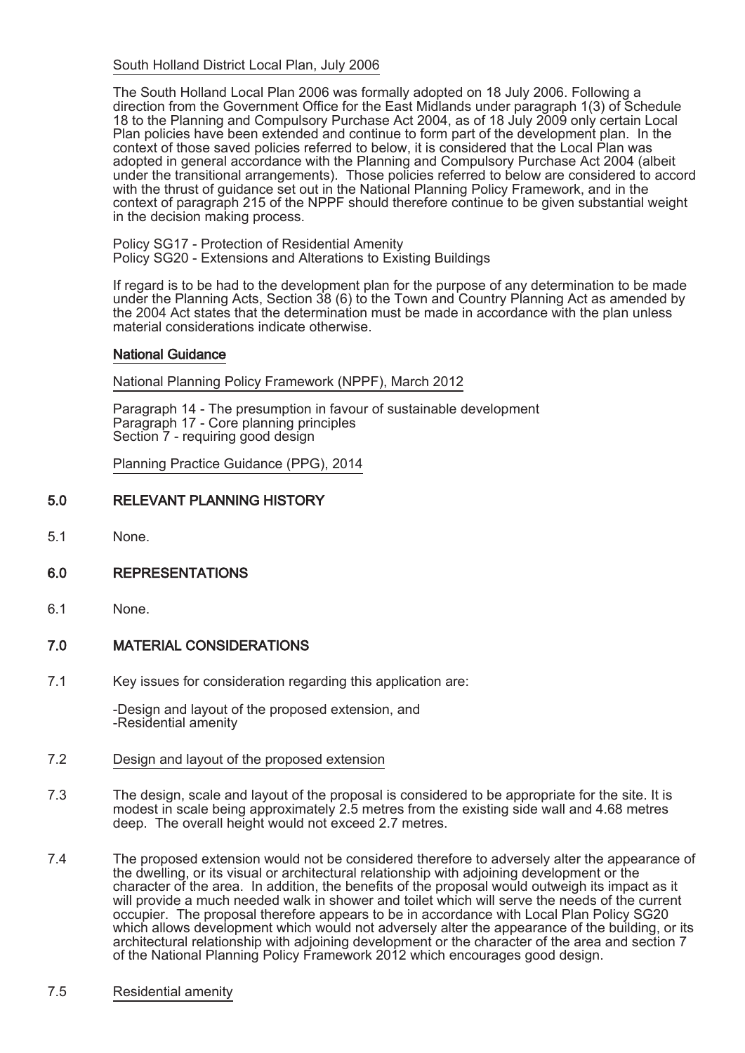South Holland District Local Plan, July 2006

The South Holland Local Plan 2006 was formally adopted on 18 July 2006. Following a direction from the Government Office for the East Midlands under paragraph 1(3) of Schedule 18 to the Planning and Compulsory Purchase Act 2004, as of 18 July 2009 only certain Local Plan policies have been extended and continue to form part of the development plan. In the context of those saved policies referred to below, it is considered that the Local Plan was adopted in general accordance with the Planning and Compulsory Purchase Act 2004 (albeit under the transitional arrangements). Those policies referred to below are considered to accord with the thrust of guidance set out in the National Planning Policy Framework, and in the context of paragraph 215 of the NPPF should therefore continue to be given substantial weight in the decision making process.

Policy SG17 - Protection of Residential Amenity
Policy SG20 - Extensions and Alterations to Existing Buildings

If regard is to be had to the development plan for the purpose of any determination to be made under the Planning Acts, Section 38 (6) to the Town and Country Planning Act as amended by the 2004 Act states that the determination must be made in accordance with the plan unless material considerations indicate otherwise.

**National Guidance**

National Planning Policy Framework (NPPF), March 2012

Paragraph 14 - The presumption in favour of sustainable development
Paragraph 17 - Core planning principles
Section 7 - requiring good design

Planning Practice Guidance (PPG), 2014

## 5.0 RELEVANT PLANNING HISTORY

5.1 None.

## 6.0 REPRESENTATIONS

6.1 None.

## 7.0 MATERIAL CONSIDERATIONS

7.1 Key issues for consideration regarding this application are:

-Design and layout of the proposed extension, and
-Residential amenity

7.2 Design and layout of the proposed extension

7.3 The design, scale and layout of the proposal is considered to be appropriate for the site. It is modest in scale being approximately 2.5 metres from the existing side wall and 4.68 metres deep. The overall height would not exceed 2.7 metres.

7.4 The proposed extension would not be considered therefore to adversely alter the appearance of the dwelling, or its visual or architectural relationship with adjoining development or the character of the area. In addition, the benefits of the proposal would outweigh its impact as it will provide a much needed walk in shower and toilet which will serve the needs of the current occupier. The proposal therefore appears to be in accordance with Local Plan Policy SG20 which allows development which would not adversely alter the appearance of the building, or its architectural relationship with adjoining development or the character of the area and section 7 of the National Planning Policy Framework 2012 which encourages good design.

7.5 Residential amenity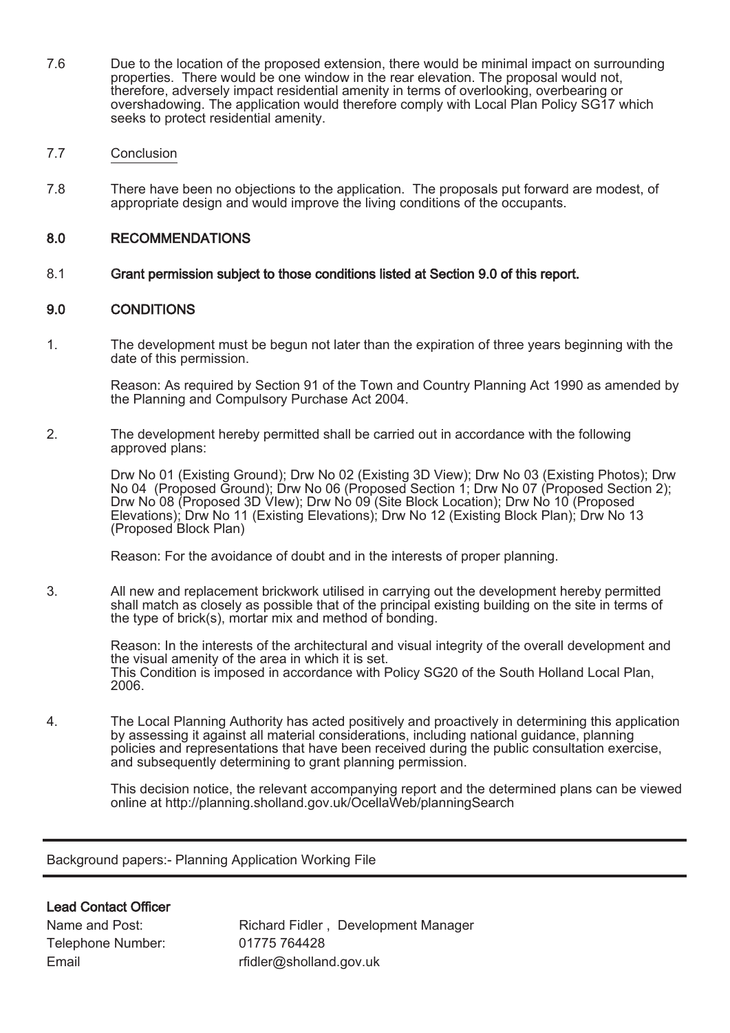7.6 Due to the location of the proposed extension, there would be minimal impact on surrounding properties. There would be one window in the rear elevation. The proposal would not, therefore, adversely impact residential amenity in terms of overlooking, overbearing or overshadowing. The application would therefore comply with Local Plan Policy SG17 which seeks to protect residential amenity.

7.7 Conclusion

7.8 There have been no objections to the application. The proposals put forward are modest, of appropriate design and would improve the living conditions of the occupants.

## 8.0 RECOMMENDATIONS

8.1 **Grant permission subject to those conditions listed at Section 9.0 of this report.**

## 9.0 CONDITIONS

1. The development must be begun not later than the expiration of three years beginning with the date of this permission.

   Reason: As required by Section 91 of the Town and Country Planning Act 1990 as amended by the Planning and Compulsory Purchase Act 2004.

2. The development hereby permitted shall be carried out in accordance with the following approved plans:

   Drw No 01 (Existing Ground); Drw No 02 (Existing 3D View); Drw No 03 (Existing Photos); Drw No 04 (Proposed Ground); Drw No 06 (Proposed Section 1; Drw No 07 (Proposed Section 2); Drw No 08 (Proposed 3D VIew); Drw No 09 (Site Block Location); Drw No 10 (Proposed Elevations); Drw No 11 (Existing Elevations); Drw No 12 (Existing Block Plan); Drw No 13 (Proposed Block Plan)

   Reason: For the avoidance of doubt and in the interests of proper planning.

3. All new and replacement brickwork utilised in carrying out the development hereby permitted shall match as closely as possible that of the principal existing building on the site in terms of the type of brick(s), mortar mix and method of bonding.

   Reason: In the interests of the architectural and visual integrity of the overall development and the visual amenity of the area in which it is set.
   This Condition is imposed in accordance with Policy SG20 of the South Holland Local Plan, 2006.

4. The Local Planning Authority has acted positively and proactively in determining this application by assessing it against all material considerations, including national guidance, planning policies and representations that have been received during the public consultation exercise, and subsequently determining to grant planning permission.

   This decision notice, the relevant accompanying report and the determined plans can be viewed online at http://planning.sholland.gov.uk/OcellaWeb/planningSearch

---

Background papers:- Planning Application Working File

---

**Lead Contact Officer**

| | |
|---|---|
| Name and Post: | Richard Fidler , Development Manager |
| Telephone Number: | 01775 764428 |
| Email | rfidler@sholland.gov.uk |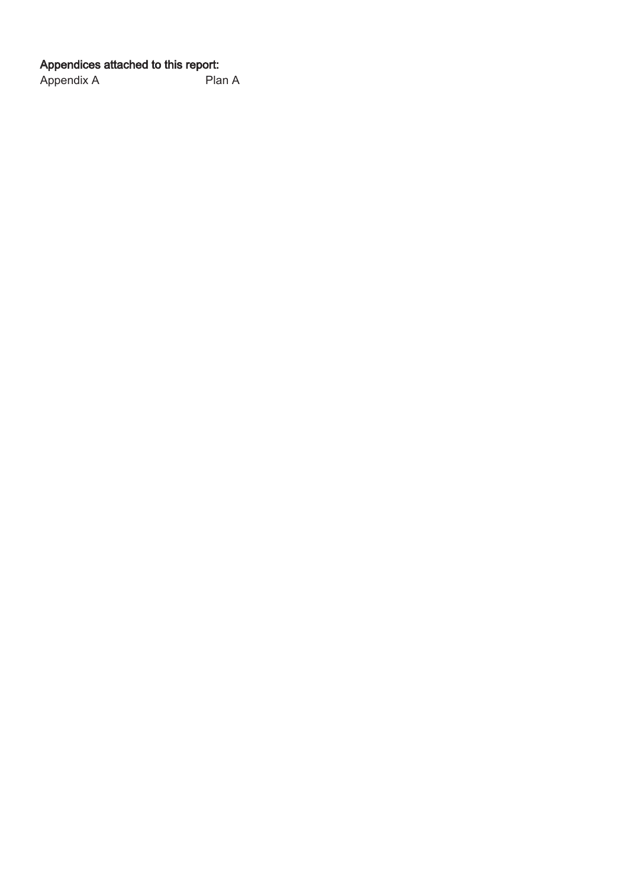**Appendices attached to this report:**

| Appendix A | Plan A |
| --- | --- |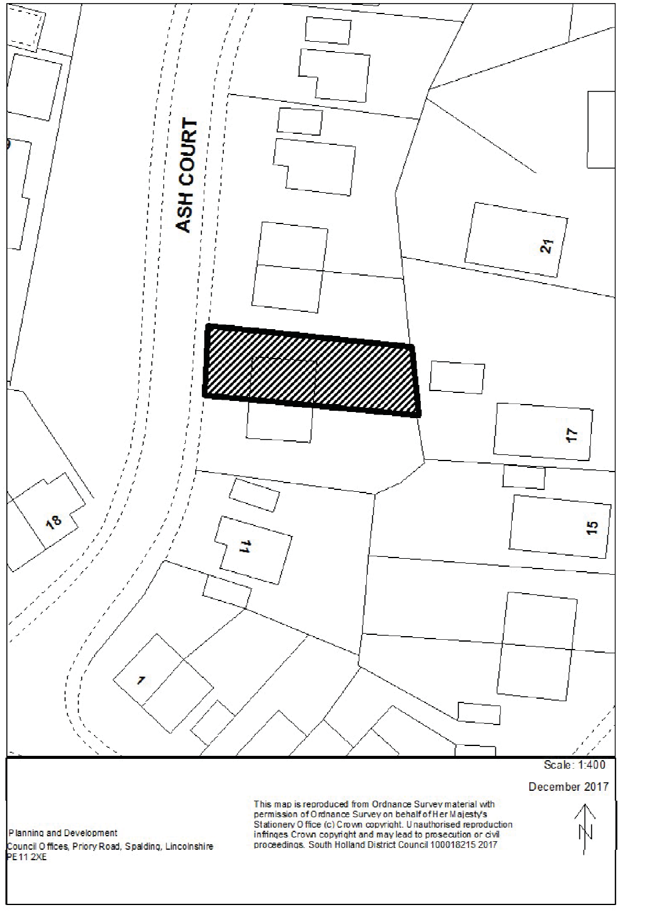ASH COURT

21

17

15

18

11

1

Scale: 1:400

December 2017

This map is reproduced from Ordnance Survey material with permission of Ordnance Survey on behalf of Her Majesty's Stationery Office (c) Crown copyright. Unauthorised reproduction infringes Crown copyright and may lead to prosecution or civil proceedings. South Holland District Council 100018215 2017

Planning and Development
Council Offices, Priory Road, Spalding, Lincolnshire
PE11 2XE

N